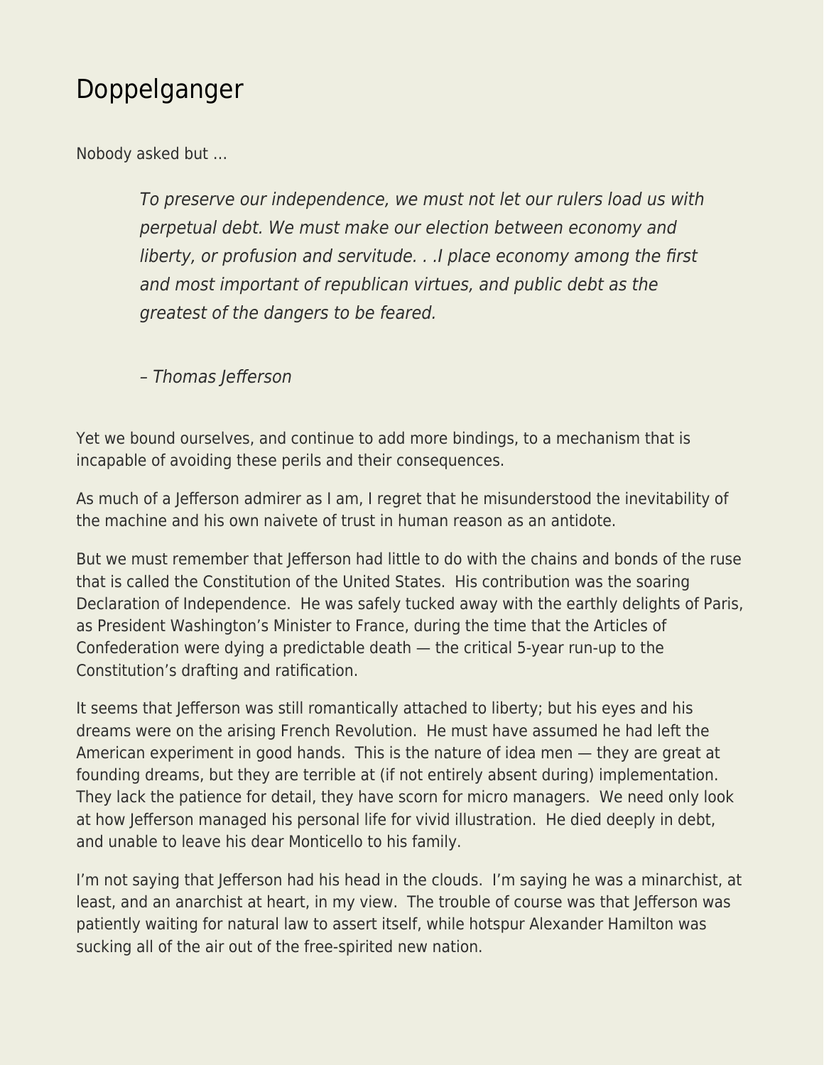# Doppelganger

Nobody asked but …

> *To preserve our independence, we must not let our rulers load us with perpetual debt. We must make our election between economy and liberty, or profusion and servitude. . .I place economy among the first and most important of republican virtues, and public debt as the greatest of the dangers to be feared.*
>
> *– Thomas Jefferson*

Yet we bound ourselves, and continue to add more bindings, to a mechanism that is incapable of avoiding these perils and their consequences.

As much of a Jefferson admirer as I am, I regret that he misunderstood the inevitability of the machine and his own naivete of trust in human reason as an antidote.

But we must remember that Jefferson had little to do with the chains and bonds of the ruse that is called the Constitution of the United States. His contribution was the soaring Declaration of Independence. He was safely tucked away with the earthly delights of Paris, as President Washington's Minister to France, during the time that the Articles of Confederation were dying a predictable death — the critical 5-year run-up to the Constitution's drafting and ratification.

It seems that Jefferson was still romantically attached to liberty; but his eyes and his dreams were on the arising French Revolution. He must have assumed he had left the American experiment in good hands. This is the nature of idea men — they are great at founding dreams, but they are terrible at (if not entirely absent during) implementation. They lack the patience for detail, they have scorn for micro managers. We need only look at how Jefferson managed his personal life for vivid illustration. He died deeply in debt, and unable to leave his dear Monticello to his family.

I'm not saying that Jefferson had his head in the clouds. I'm saying he was a minarchist, at least, and an anarchist at heart, in my view. The trouble of course was that Jefferson was patiently waiting for natural law to assert itself, while hotspur Alexander Hamilton was sucking all of the air out of the free-spirited new nation.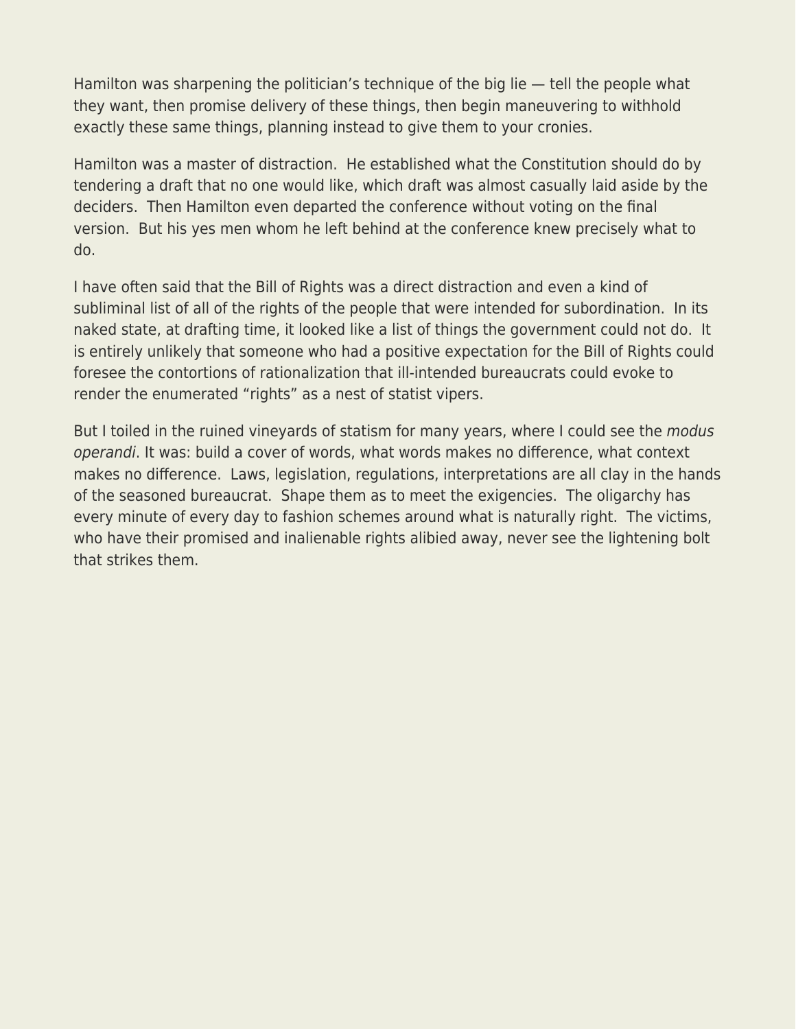Hamilton was sharpening the politician's technique of the big lie — tell the people what they want, then promise delivery of these things, then begin maneuvering to withhold exactly these same things, planning instead to give them to your cronies.

Hamilton was a master of distraction. He established what the Constitution should do by tendering a draft that no one would like, which draft was almost casually laid aside by the deciders. Then Hamilton even departed the conference without voting on the final version. But his yes men whom he left behind at the conference knew precisely what to do.

I have often said that the Bill of Rights was a direct distraction and even a kind of subliminal list of all of the rights of the people that were intended for subordination. In its naked state, at drafting time, it looked like a list of things the government could not do. It is entirely unlikely that someone who had a positive expectation for the Bill of Rights could foresee the contortions of rationalization that ill-intended bureaucrats could evoke to render the enumerated "rights" as a nest of statist vipers.

But I toiled in the ruined vineyards of statism for many years, where I could see the *modus operandi*. It was: build a cover of words, what words makes no difference, what context makes no difference. Laws, legislation, regulations, interpretations are all clay in the hands of the seasoned bureaucrat. Shape them as to meet the exigencies. The oligarchy has every minute of every day to fashion schemes around what is naturally right. The victims, who have their promised and inalienable rights alibied away, never see the lightening bolt that strikes them.